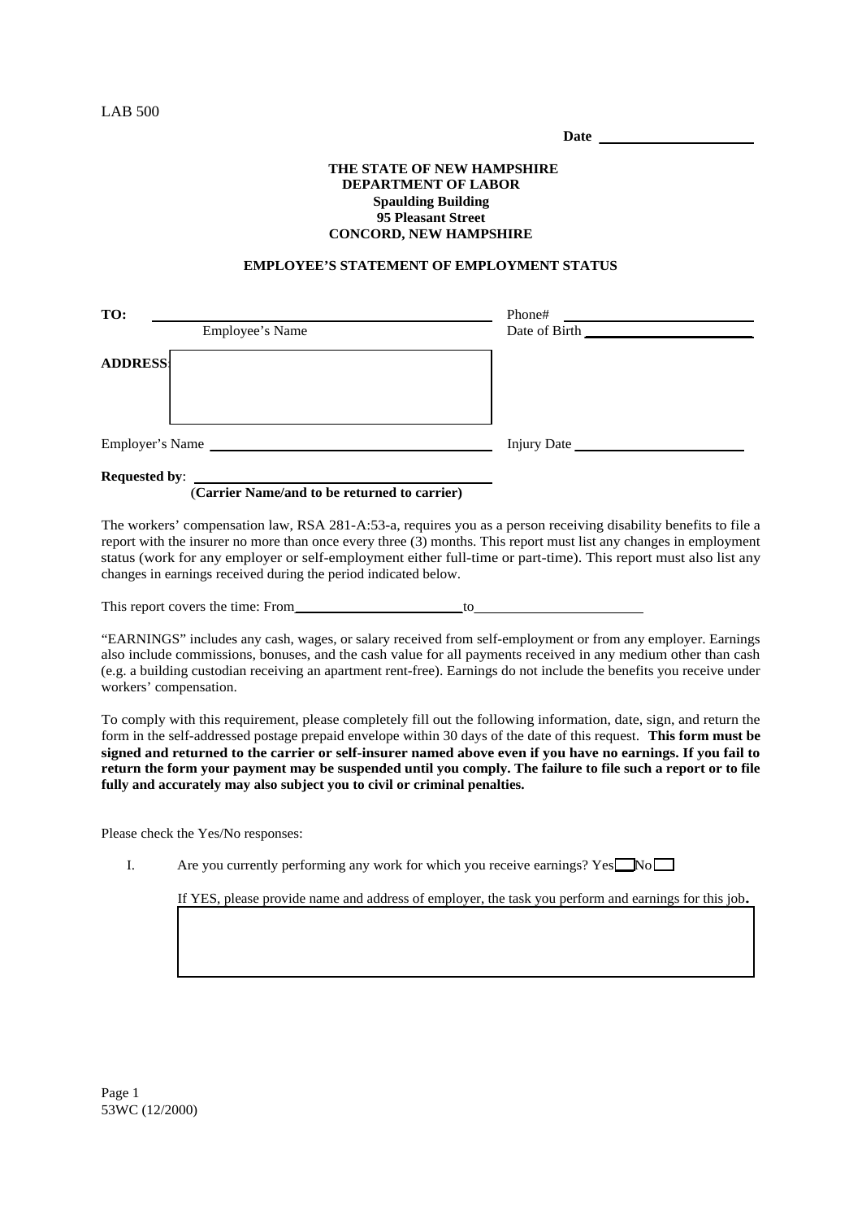LAB 500

**Date** \_\_\_\_\_\_\_\_\_\_\_\_\_\_\_\_\_\_\_\_

**THE STATE OF NEW HAMPSHIRE**
**DEPARTMENT OF LABOR**
**Spaulding Building**
**95 Pleasant Street**
**CONCORD, NEW HAMPSHIRE**

**EMPLOYEE'S STATEMENT OF EMPLOYMENT STATUS**

**TO:** \_\_\_\_\_\_\_\_\_\_\_\_\_\_\_\_\_\_\_\_\_\_\_\_\_\_\_\_\_\_\_\_\_\_\_\_\_\_\_\_ Phone# \_\_\_\_\_\_\_\_\_\_\_\_\_\_\_\_\_\_\_\_\_\_\_\_
Employee's Name                                                    Date of Birth \_\_\_\_\_\_\_\_\_\_\_\_\_\_\_\_\_\_\_\_\_\_\_\_

**ADDRESS:**

Employer's Name \_\_\_\_\_\_\_\_\_\_\_\_\_\_\_\_\_\_\_\_\_\_\_\_\_\_\_\_\_\_\_\_\_\_\_\_\_\_\_\_ Injury Date \_\_\_\_\_\_\_\_\_\_\_\_\_\_\_\_\_\_\_\_\_\_\_\_

**Requested by**: \_\_\_\_\_\_\_\_\_\_\_\_\_\_\_\_\_\_\_\_\_\_\_\_\_\_\_\_\_\_\_\_\_\_\_\_\_\_\_\_
**(Carrier Name/and to be returned to carrier)**

The workers' compensation law, RSA 281-A:53-a, requires you as a person receiving disability benefits to file a report with the insurer no more than once every three (3) months. This report must list any changes in employment status (work for any employer or self-employment either full-time or part-time). This report must also list any changes in earnings received during the period indicated below.

This report covers the time: From \_\_\_\_\_\_\_\_\_\_\_\_\_\_\_\_\_\_\_\_\_\_\_\_ to \_\_\_\_\_\_\_\_\_\_\_\_\_\_\_\_\_\_\_\_\_\_\_\_

"EARNINGS" includes any cash, wages, or salary received from self-employment or from any employer. Earnings also include commissions, bonuses, and the cash value for all payments received in any medium other than cash (e.g. a building custodian receiving an apartment rent-free). Earnings do not include the benefits you receive under workers' compensation.

To comply with this requirement, please completely fill out the following information, date, sign, and return the form in the self-addressed postage prepaid envelope within 30 days of the date of this request. **This form must be signed and returned to the carrier or self-insurer named above even if you have no earnings. If you fail to return the form your payment may be suspended until you comply. The failure to file such a report or to file fully and accurately may also subject you to civil or criminal penalties.**

Please check the Yes/No responses:

I. Are you currently performing any work for which you receive earnings? Yes ☐ No ☐

If YES, please provide name and address of employer, the task you perform and earnings for this job**.**

53WC (12/2000)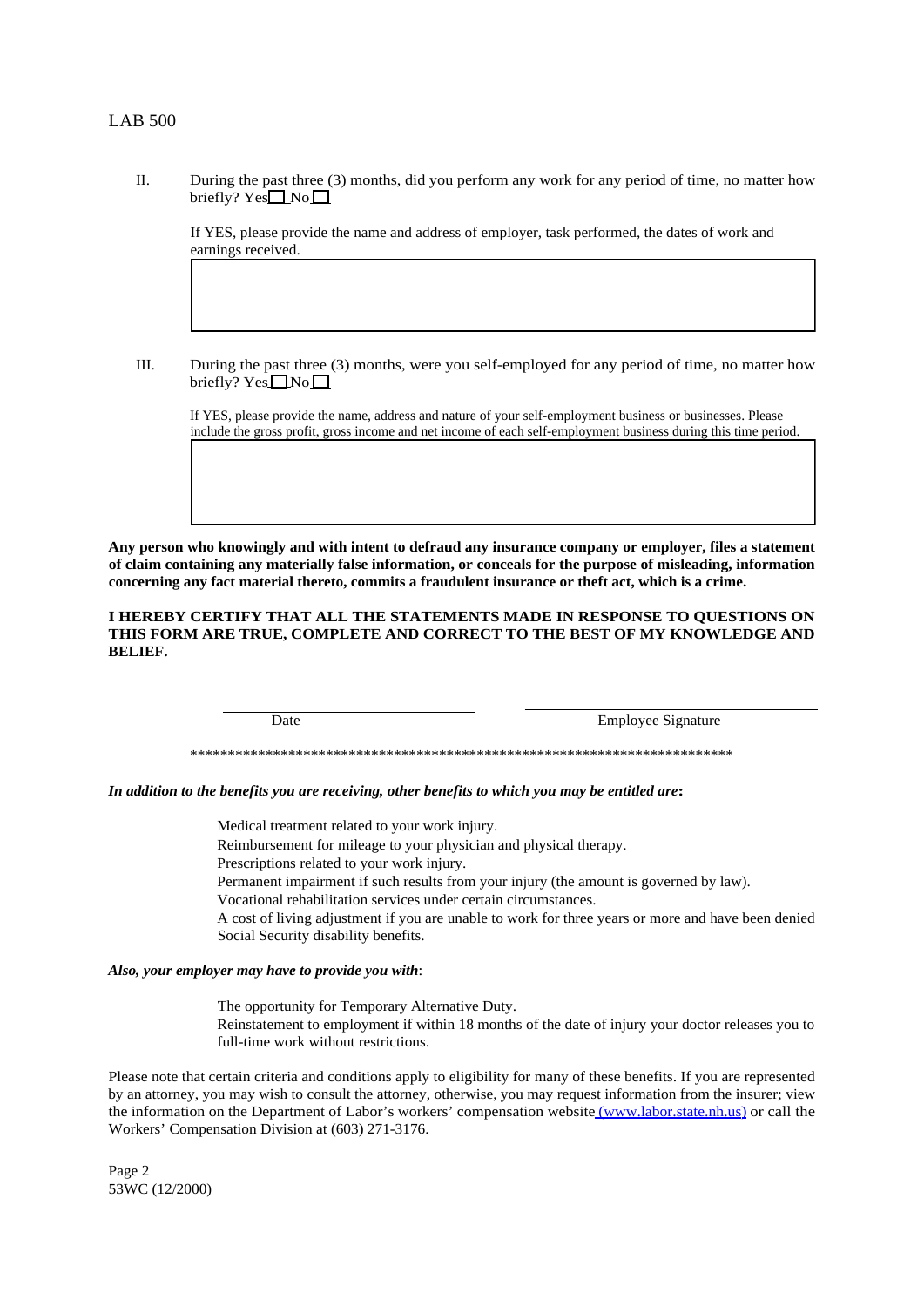LAB 500

II. During the past three (3) months, did you perform any work for any period of time, no matter how briefly? Yes ☐ No ☐

If YES, please provide the name and address of employer, task performed, the dates of work and earnings received.

III. During the past three (3) months, were you self-employed for any period of time, no matter how briefly? Yes ☐ No ☐

If YES, please provide the name, address and nature of your self-employment business or businesses. Please include the gross profit, gross income and net income of each self-employment business during this time period.

**Any person who knowingly and with intent to defraud any insurance company or employer, files a statement of claim containing any materially false information, or conceals for the purpose of misleading, information concerning any fact material thereto, commits a fraudulent insurance or theft act, which is a crime.**

**I HEREBY CERTIFY THAT ALL THE STATEMENTS MADE IN RESPONSE TO QUESTIONS ON THIS FORM ARE TRUE, COMPLETE AND CORRECT TO THE BEST OF MY KNOWLEDGE AND BELIEF.**

Date

Employee Signature

***************************************************************************

***In addition to the benefits you are receiving, other benefits to which you may be entitled are*:**

Medical treatment related to your work injury.
Reimbursement for mileage to your physician and physical therapy.
Prescriptions related to your work injury.
Permanent impairment if such results from your injury (the amount is governed by law).
Vocational rehabilitation services under certain circumstances.
A cost of living adjustment if you are unable to work for three years or more and have been denied Social Security disability benefits.

***Also, your employer may have to provide you with*:**

The opportunity for Temporary Alternative Duty.
Reinstatement to employment if within 18 months of the date of injury your doctor releases you to full-time work without restrictions.

Please note that certain criteria and conditions apply to eligibility for many of these benefits. If you are represented by an attorney, you may wish to consult the attorney, otherwise, you may request information from the insurer; view the information on the Department of Labor's workers' compensation website (www.labor.state.nh.us) or call the Workers' Compensation Division at (603) 271-3176.

Page 2
53WC (12/2000)